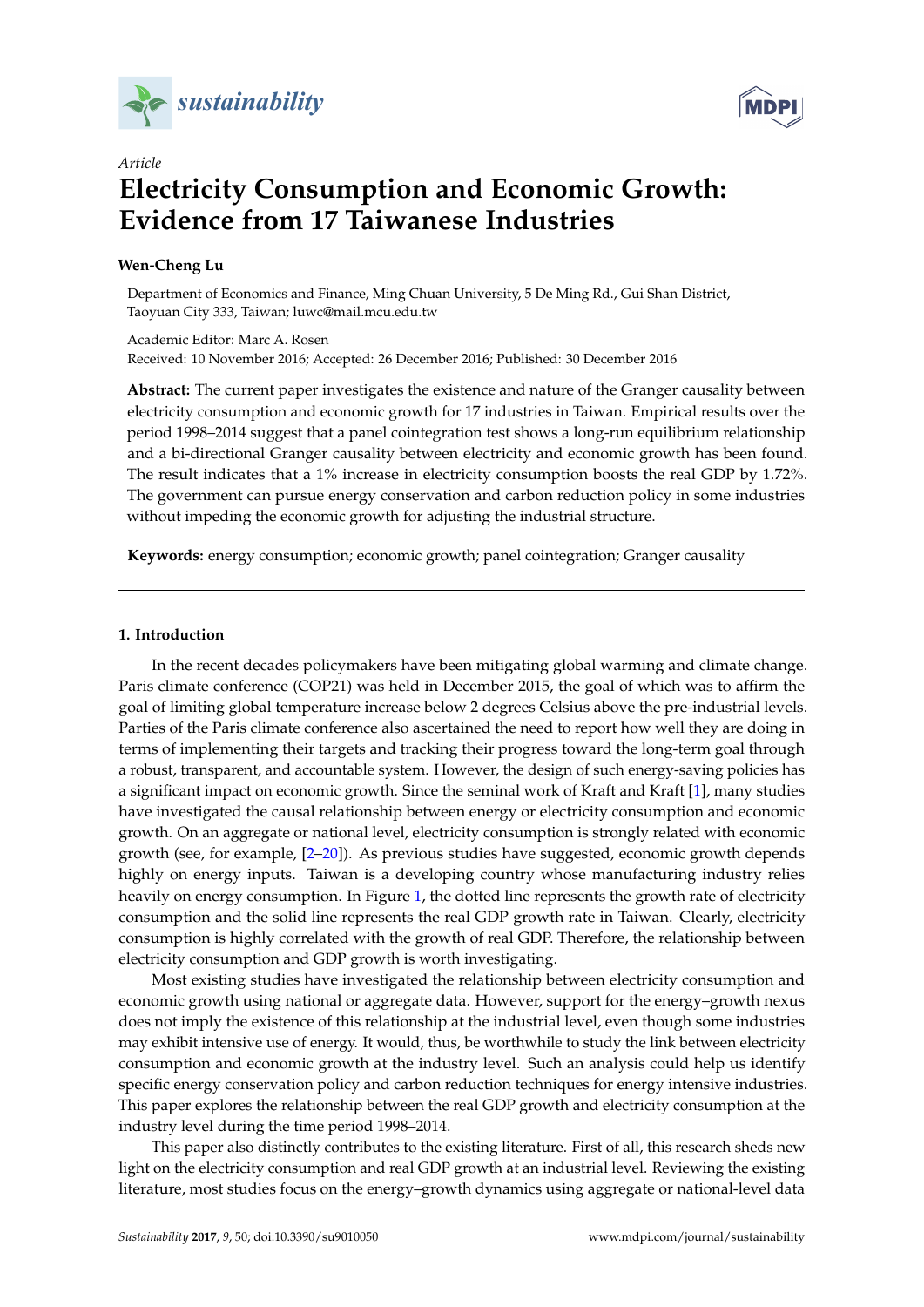*sustainability*

*Article*

# Electricity Consumption and Economic Growth: Evidence from 17 Taiwanese Industries

**Wen-Cheng Lu**

Department of Economics and Finance, Ming Chuan University, 5 De Ming Rd., Gui Shan District, Taoyuan City 333, Taiwan; luwc@mail.mcu.edu.tw

Academic Editor: Marc A. Rosen
Received: 10 November 2016; Accepted: 26 December 2016; Published: 30 December 2016

**Abstract:** The current paper investigates the existence and nature of the Granger causality between electricity consumption and economic growth for 17 industries in Taiwan. Empirical results over the period 1998–2014 suggest that a panel cointegration test shows a long-run equilibrium relationship and a bi-directional Granger causality between electricity and economic growth has been found. The result indicates that a 1% increase in electricity consumption boosts the real GDP by 1.72%. The government can pursue energy conservation and carbon reduction policy in some industries without impeding the economic growth for adjusting the industrial structure.

**Keywords:** energy consumption; economic growth; panel cointegration; Granger causality

---

## 1. Introduction

In the recent decades policymakers have been mitigating global warming and climate change. Paris climate conference (COP21) was held in December 2015, the goal of which was to affirm the goal of limiting global temperature increase below 2 degrees Celsius above the pre-industrial levels. Parties of the Paris climate conference also ascertained the need to report how well they are doing in terms of implementing their targets and tracking their progress toward the long-term goal through a robust, transparent, and accountable system. However, the design of such energy-saving policies has a significant impact on economic growth. Since the seminal work of Kraft and Kraft [1], many studies have investigated the causal relationship between energy or electricity consumption and economic growth. On an aggregate or national level, electricity consumption is strongly related with economic growth (see, for example, [2–20]). As previous studies have suggested, economic growth depends highly on energy inputs. Taiwan is a developing country whose manufacturing industry relies heavily on energy consumption. In Figure 1, the dotted line represents the growth rate of electricity consumption and the solid line represents the real GDP growth rate in Taiwan. Clearly, electricity consumption is highly correlated with the growth of real GDP. Therefore, the relationship between electricity consumption and GDP growth is worth investigating.

Most existing studies have investigated the relationship between electricity consumption and economic growth using national or aggregate data. However, support for the energy–growth nexus does not imply the existence of this relationship at the industrial level, even though some industries may exhibit intensive use of energy. It would, thus, be worthwhile to study the link between electricity consumption and economic growth at the industry level. Such an analysis could help us identify specific energy conservation policy and carbon reduction techniques for energy intensive industries. This paper explores the relationship between the real GDP growth and electricity consumption at the industry level during the time period 1998–2014.

This paper also distinctly contributes to the existing literature. First of all, this research sheds new light on the electricity consumption and real GDP growth at an industrial level. Reviewing the existing literature, most studies focus on the energy–growth dynamics using aggregate or national-level data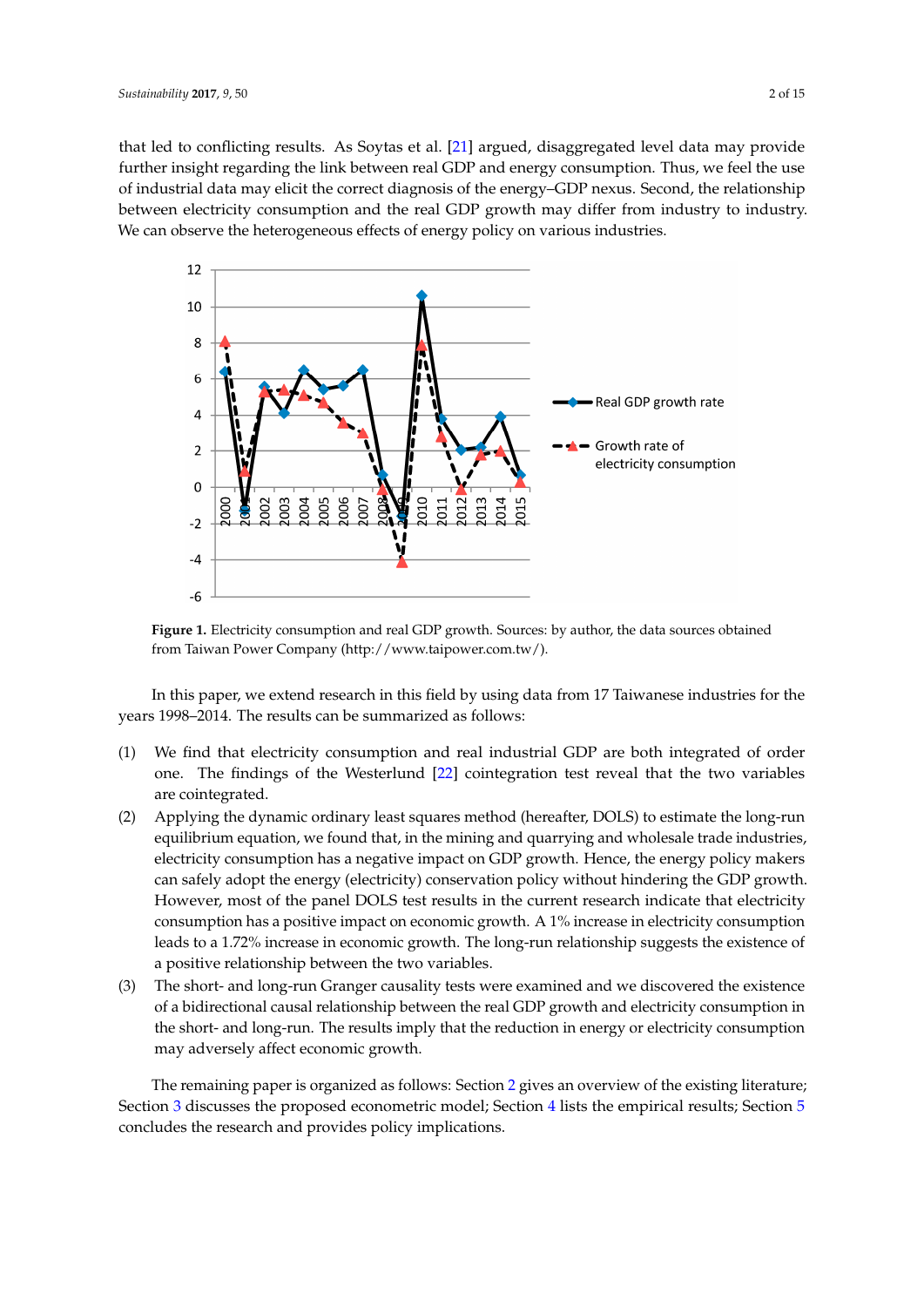that led to conflicting results. As Soytas et al. [21] argued, disaggregated level data may provide further insight regarding the link between real GDP and energy consumption. Thus, we feel the use of industrial data may elicit the correct diagnosis of the energy–GDP nexus. Second, the relationship between electricity consumption and the real GDP growth may differ from industry to industry. We can observe the heterogeneous effects of energy policy on various industries.

**Figure 1.** Electricity consumption and real GDP growth. Sources: by author, the data sources obtained from Taiwan Power Company (http://www.taipower.com.tw/).

In this paper, we extend research in this field by using data from 17 Taiwanese industries for the years 1998–2014. The results can be summarized as follows:

(1) We find that electricity consumption and real industrial GDP are both integrated of order one. The findings of the Westerlund [22] cointegration test reveal that the two variables are cointegrated.

(2) Applying the dynamic ordinary least squares method (hereafter, DOLS) to estimate the long-run equilibrium equation, we found that, in the mining and quarrying and wholesale trade industries, electricity consumption has a negative impact on GDP growth. Hence, the energy policy makers can safely adopt the energy (electricity) conservation policy without hindering the GDP growth. However, most of the panel DOLS test results in the current research indicate that electricity consumption has a positive impact on economic growth. A 1% increase in electricity consumption leads to a 1.72% increase in economic growth. The long-run relationship suggests the existence of a positive relationship between the two variables.

(3) The short- and long-run Granger causality tests were examined and we discovered the existence of a bidirectional causal relationship between the real GDP growth and electricity consumption in the short- and long-run. The results imply that the reduction in energy or electricity consumption may adversely affect economic growth.

The remaining paper is organized as follows: Section 2 gives an overview of the existing literature; Section 3 discusses the proposed econometric model; Section 4 lists the empirical results; Section 5 concludes the research and provides policy implications.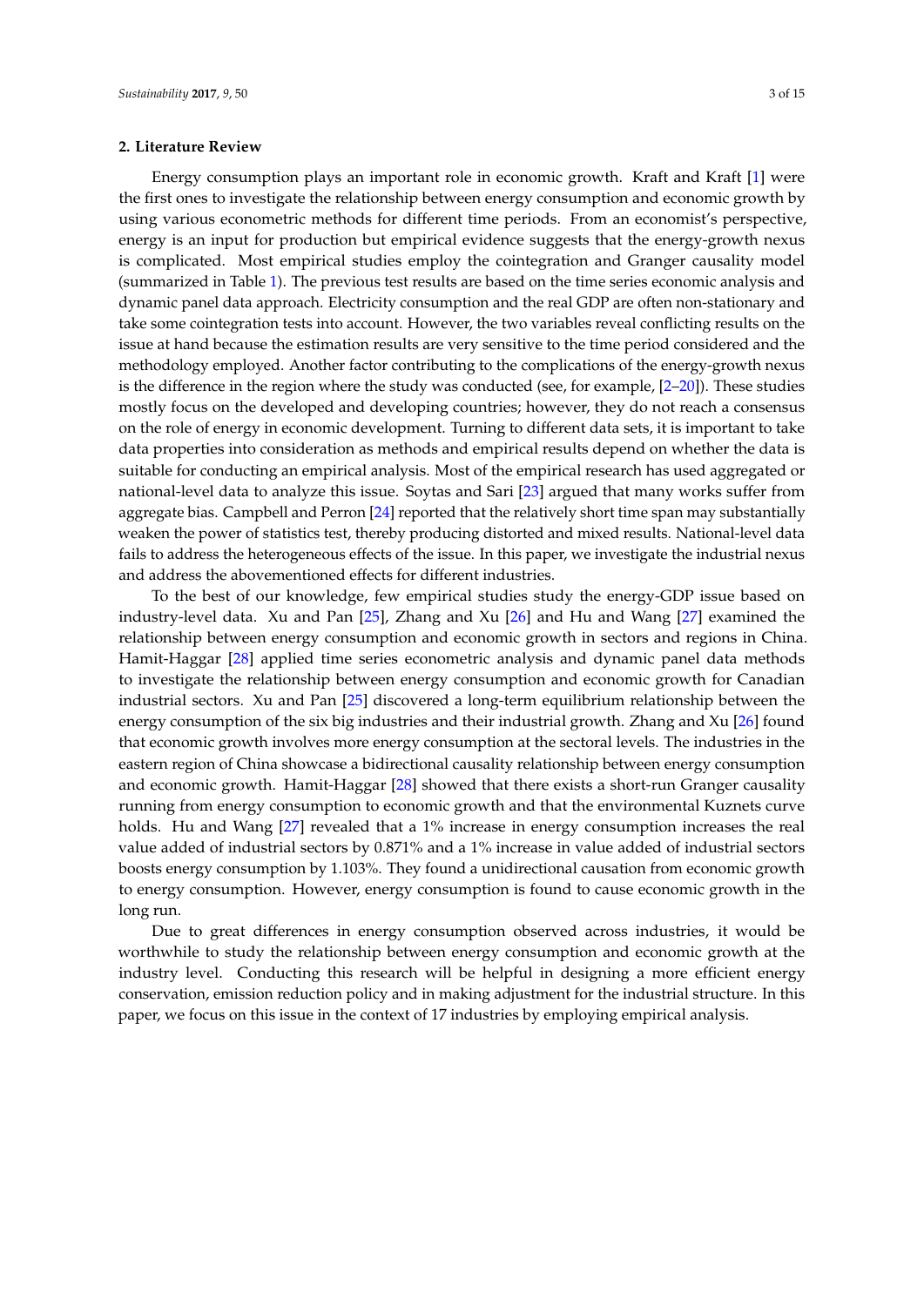## 2. Literature Review

Energy consumption plays an important role in economic growth. Kraft and Kraft [1] were the first ones to investigate the relationship between energy consumption and economic growth by using various econometric methods for different time periods. From an economist's perspective, energy is an input for production but empirical evidence suggests that the energy-growth nexus is complicated. Most empirical studies employ the cointegration and Granger causality model (summarized in Table 1). The previous test results are based on the time series economic analysis and dynamic panel data approach. Electricity consumption and the real GDP are often non-stationary and take some cointegration tests into account. However, the two variables reveal conflicting results on the issue at hand because the estimation results are very sensitive to the time period considered and the methodology employed. Another factor contributing to the complications of the energy-growth nexus is the difference in the region where the study was conducted (see, for example, [2–20]). These studies mostly focus on the developed and developing countries; however, they do not reach a consensus on the role of energy in economic development. Turning to different data sets, it is important to take data properties into consideration as methods and empirical results depend on whether the data is suitable for conducting an empirical analysis. Most of the empirical research has used aggregated or national-level data to analyze this issue. Soytas and Sari [23] argued that many works suffer from aggregate bias. Campbell and Perron [24] reported that the relatively short time span may substantially weaken the power of statistics test, thereby producing distorted and mixed results. National-level data fails to address the heterogeneous effects of the issue. In this paper, we investigate the industrial nexus and address the abovementioned effects for different industries.

To the best of our knowledge, few empirical studies study the energy-GDP issue based on industry-level data. Xu and Pan [25], Zhang and Xu [26] and Hu and Wang [27] examined the relationship between energy consumption and economic growth in sectors and regions in China. Hamit-Haggar [28] applied time series econometric analysis and dynamic panel data methods to investigate the relationship between energy consumption and economic growth for Canadian industrial sectors. Xu and Pan [25] discovered a long-term equilibrium relationship between the energy consumption of the six big industries and their industrial growth. Zhang and Xu [26] found that economic growth involves more energy consumption at the sectoral levels. The industries in the eastern region of China showcase a bidirectional causality relationship between energy consumption and economic growth. Hamit-Haggar [28] showed that there exists a short-run Granger causality running from energy consumption to economic growth and that the environmental Kuznets curve holds. Hu and Wang [27] revealed that a 1% increase in energy consumption increases the real value added of industrial sectors by 0.871% and a 1% increase in value added of industrial sectors boosts energy consumption by 1.103%. They found a unidirectional causation from economic growth to energy consumption. However, energy consumption is found to cause economic growth in the long run.

Due to great differences in energy consumption observed across industries, it would be worthwhile to study the relationship between energy consumption and economic growth at the industry level. Conducting this research will be helpful in designing a more efficient energy conservation, emission reduction policy and in making adjustment for the industrial structure. In this paper, we focus on this issue in the context of 17 industries by employing empirical analysis.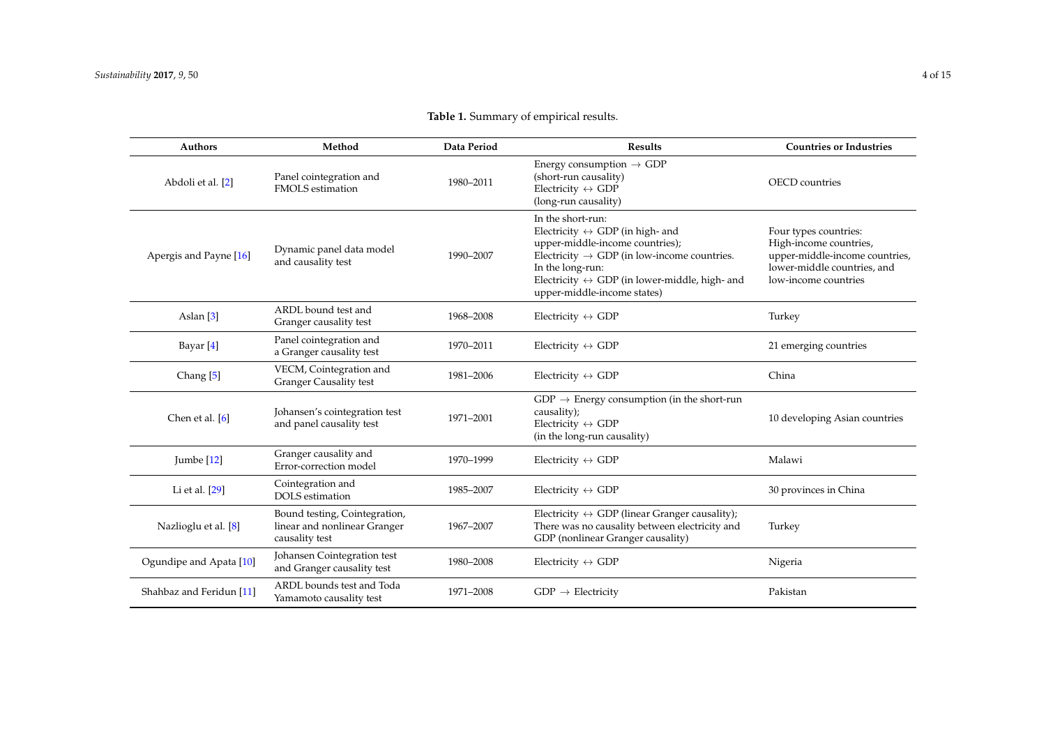**Table 1.** Summary of empirical results.

| Authors | Method | Data Period | Results | Countries or Industries |
|---|---|---|---|---|
| Abdoli et al. [2] | Panel cointegration and FMOLS estimation | 1980–2011 | Energy consumption $\rightarrow$ GDP (short-run causality) Electricity $\leftrightarrow$ GDP (long-run causality) | OECD countries |
| Apergis and Payne [16] | Dynamic panel data model and causality test | 1990–2007 | In the short-run: Electricity $\leftrightarrow$ GDP (in high- and upper-middle-income countries); Electricity $\rightarrow$ GDP (in low-income countries. In the long-run: Electricity $\leftrightarrow$ GDP (in lower-middle, high- and upper-middle-income states) | Four types countries: High-income countries, upper-middle-income countries, lower-middle countries, and low-income countries |
| Aslan [3] | ARDL bound test and Granger causality test | 1968–2008 | Electricity $\leftrightarrow$ GDP | Turkey |
| Bayar [4] | Panel cointegration and a Granger causality test | 1970–2011 | Electricity $\leftrightarrow$ GDP | 21 emerging countries |
| Chang [5] | VECM, Cointegration and Granger Causality test | 1981–2006 | Electricity $\leftrightarrow$ GDP | China |
| Chen et al. [6] | Johansen's cointegration test and panel causality test | 1971–2001 | GDP $\rightarrow$ Energy consumption (in the short-run causality); Electricity $\leftrightarrow$ GDP (in the long-run causality) | 10 developing Asian countries |
| Jumbe [12] | Granger causality and Error-correction model | 1970–1999 | Electricity $\leftrightarrow$ GDP | Malawi |
| Li et al. [29] | Cointegration and DOLS estimation | 1985–2007 | Electricity $\leftrightarrow$ GDP | 30 provinces in China |
| Nazlioglu et al. [8] | Bound testing, Cointegration, linear and nonlinear Granger causality test | 1967–2007 | Electricity $\leftrightarrow$ GDP (linear Granger causality); There was no causality between electricity and GDP (nonlinear Granger causality) | Turkey |
| Ogundipe and Apata [10] | Johansen Cointegration test and Granger causality test | 1980–2008 | Electricity $\leftrightarrow$ GDP | Nigeria |
| Shahbaz and Feridun [11] | ARDL bounds test and Toda Yamamoto causality test | 1971–2008 | GDP $\rightarrow$ Electricity | Pakistan |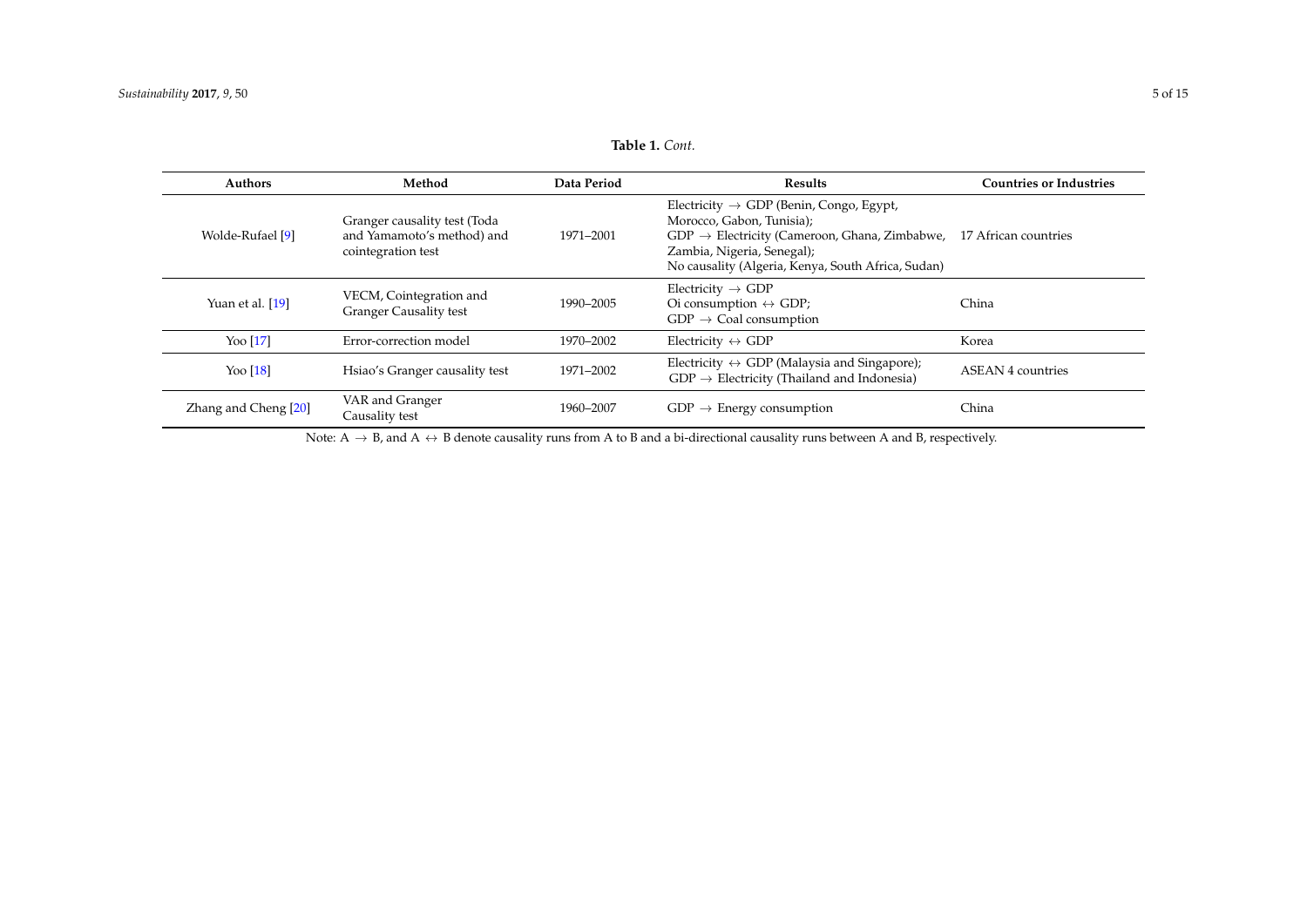**Table 1.** *Cont.*

| Authors | Method | Data Period | Results | Countries or Industries |
| --- | --- | --- | --- | --- |
| Wolde-Rufael [9] | Granger causality test (Toda and Yamamoto's method) and cointegration test | 1971–2001 | Electricity → GDP (Benin, Congo, Egypt, Morocco, Gabon, Tunisia); GDP → Electricity (Cameroon, Ghana, Zimbabwe, Zambia, Nigeria, Senegal); No causality (Algeria, Kenya, South Africa, Sudan) | 17 African countries |
| Yuan et al. [19] | VECM, Cointegration and Granger Causality test | 1990–2005 | Electricity → GDP Oi consumption ↔ GDP; GDP → Coal consumption | China |
| Yoo [17] | Error-correction model | 1970–2002 | Electricity ↔ GDP | Korea |
| Yoo [18] | Hsiao's Granger causality test | 1971–2002 | Electricity ↔ GDP (Malaysia and Singapore); GDP → Electricity (Thailand and Indonesia) | ASEAN 4 countries |
| Zhang and Cheng [20] | VAR and Granger Causality test | 1960–2007 | GDP → Energy consumption | China |

Note: A → B, and A ↔ B denote causality runs from A to B and a bi-directional causality runs between A and B, respectively.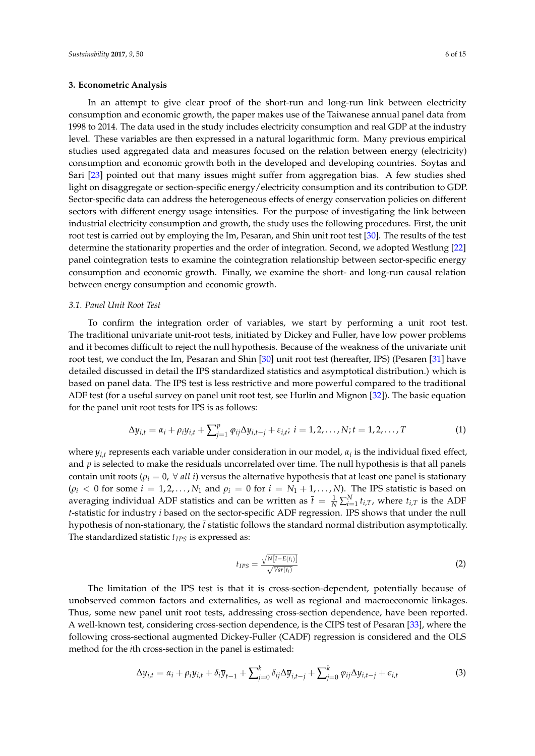## 3. Econometric Analysis

In an attempt to give clear proof of the short-run and long-run link between electricity consumption and economic growth, the paper makes use of the Taiwanese annual panel data from 1998 to 2014. The data used in the study includes electricity consumption and real GDP at the industry level. These variables are then expressed in a natural logarithmic form. Many previous empirical studies used aggregated data and measures focused on the relation between energy (electricity) consumption and economic growth both in the developed and developing countries. Soytas and Sari [23] pointed out that many issues might suffer from aggregation bias. A few studies shed light on disaggregate or section-specific energy/electricity consumption and its contribution to GDP. Sector-specific data can address the heterogeneous effects of energy conservation policies on different sectors with different energy usage intensities. For the purpose of investigating the link between industrial electricity consumption and growth, the study uses the following procedures. First, the unit root test is carried out by employing the Im, Pesaran, and Shin unit root test [30]. The results of the test determine the stationarity properties and the order of integration. Second, we adopted Westlung [22] panel cointegration tests to examine the cointegration relationship between sector-specific energy consumption and economic growth. Finally, we examine the short- and long-run causal relation between energy consumption and economic growth.

### 3.1. Panel Unit Root Test

To confirm the integration order of variables, we start by performing a unit root test. The traditional univariate unit-root tests, initiated by Dickey and Fuller, have low power problems and it becomes difficult to reject the null hypothesis. Because of the weakness of the univariate unit root test, we conduct the Im, Pesaran and Shin [30] unit root test (hereafter, IPS) (Pesaren [31] have detailed discussed in detail the IPS standardized statistics and asymptotical distribution.) which is based on panel data. The IPS test is less restrictive and more powerful compared to the traditional ADF test (for a useful survey on panel unit root test, see Hurlin and Mignon [32]). The basic equation for the panel unit root tests for IPS is as follows:

$$\Delta y_{i,t} = \alpha_i + \rho_i y_{i,t} + \sum\nolimits_{j=1}^{p} \varphi_{ij} \Delta y_{i,t-j} + \varepsilon_{i,t};\ i = 1,2,\ldots,N; t = 1,2,\ldots,T \tag{1}$$

where $y_{i,t}$ represents each variable under consideration in our model, $\alpha_i$ is the individual fixed effect, and $p$ is selected to make the residuals uncorrelated over time. The null hypothesis is that all panels contain unit roots ($\rho_i = 0,\ \forall\ all\ i$) versus the alternative hypothesis that at least one panel is stationary ($\rho_i < 0$ for some $i = 1,2,\ldots,N_1$ and $\rho_i = 0$ for $i = N_1+1,\ldots,N$). The IPS statistic is based on averaging individual ADF statistics and can be written as $\bar{t} = \frac{1}{N}\sum_{i=1}^{N} t_{i,T}$, where $t_{i,T}$ is the ADF $t$-statistic for industry $i$ based on the sector-specific ADF regression. IPS shows that under the null hypothesis of non-stationary, the $\bar{t}$ statistic follows the standard normal distribution asymptotically. The standardized statistic $t_{IPS}$ is expressed as:

$$t_{IPS} = \frac{\sqrt{N\left[\bar{t} - E(t_i)\right]}}{\sqrt{Var(t_i)}} \tag{2}$$

The limitation of the IPS test is that it is cross-section-dependent, potentially because of unobserved common factors and externalities, as well as regional and macroeconomic linkages. Thus, some new panel unit root tests, addressing cross-section dependence, have been reported. A well-known test, considering cross-section dependence, is the CIPS test of Pesaran [33], where the following cross-sectional augmented Dickey-Fuller (CADF) regression is considered and the OLS method for the $i$th cross-section in the panel is estimated:

$$\Delta y_{i,t} = \alpha_i + \rho_i y_{i,t} + \delta_i \overline{y}_{t-1} + \sum\nolimits_{j=0}^{k} \delta_{ij} \Delta \overline{y}_{i,t-j} + \sum\nolimits_{j=0}^{k} \varphi_{ij} \Delta y_{i,t-j} + \epsilon_{i,t} \tag{3}$$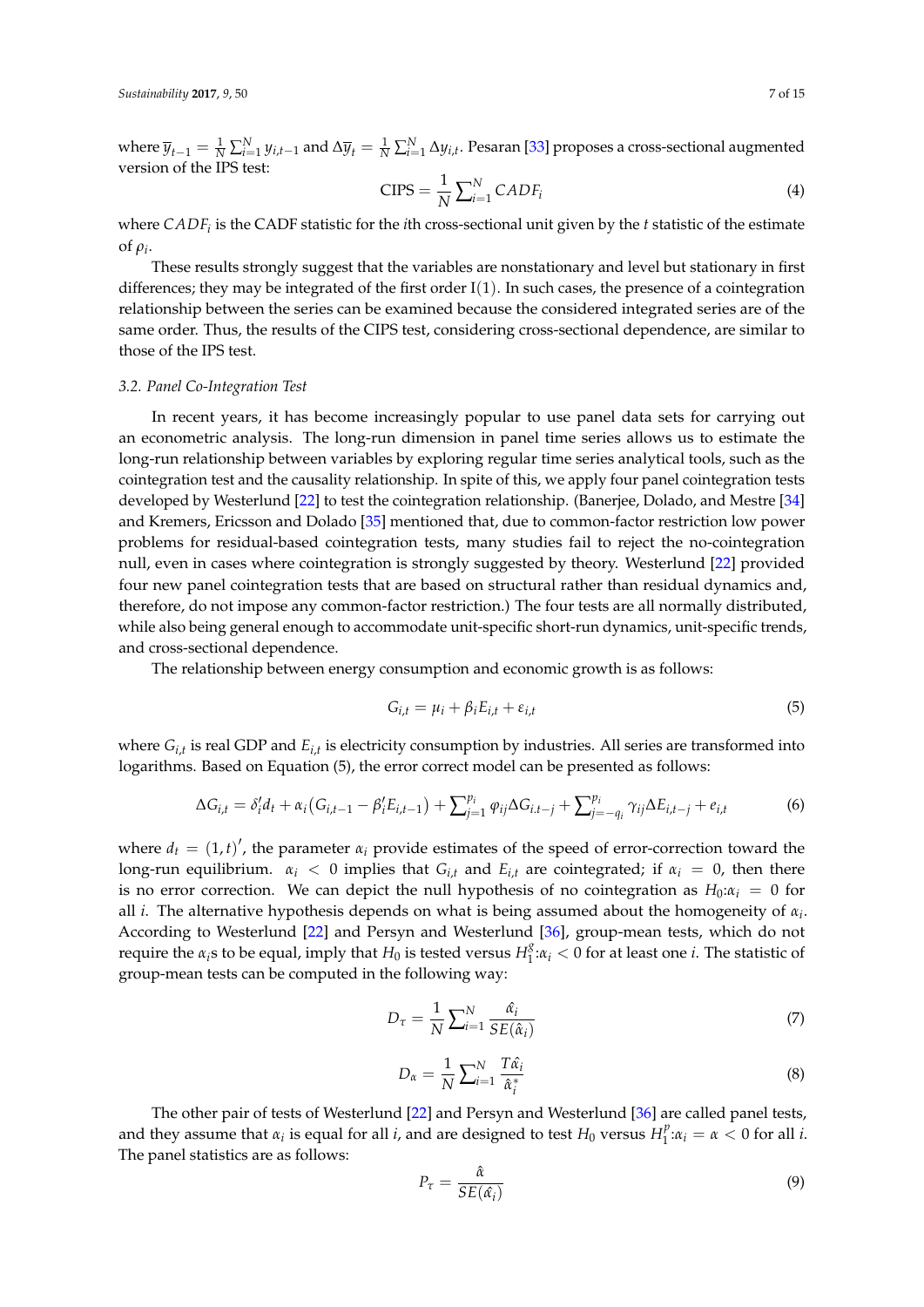where $\overline{y}_{t-1} = \frac{1}{N}\sum_{i=1}^{N} y_{i,t-1}$ and $\Delta\overline{y}_t = \frac{1}{N}\sum_{i=1}^{N} \Delta y_{i,t}$. Pesaran [33] proposes a cross-sectional augmented version of the IPS test:

$$\text{CIPS} = \frac{1}{N}\sum_{i=1}^{N} CADF_i \tag{4}$$

where $CADF_i$ is the CADF statistic for the $i$th cross-sectional unit given by the $t$ statistic of the estimate of $\rho_i$.

These results strongly suggest that the variables are nonstationary and level but stationary in first differences; they may be integrated of the first order I(1). In such cases, the presence of a cointegration relationship between the series can be examined because the considered integrated series are of the same order. Thus, the results of the CIPS test, considering cross-sectional dependence, are similar to those of the IPS test.

### 3.2. Panel Co-Integration Test

In recent years, it has become increasingly popular to use panel data sets for carrying out an econometric analysis. The long-run dimension in panel time series allows us to estimate the long-run relationship between variables by exploring regular time series analytical tools, such as the cointegration test and the causality relationship. In spite of this, we apply four panel cointegration tests developed by Westerlund [22] to test the cointegration relationship. (Banerjee, Dolado, and Mestre [34] and Kremers, Ericsson and Dolado [35] mentioned that, due to common-factor restriction low power problems for residual-based cointegration tests, many studies fail to reject the no-cointegration null, even in cases where cointegration is strongly suggested by theory. Westerlund [22] provided four new panel cointegration tests that are based on structural rather than residual dynamics and, therefore, do not impose any common-factor restriction.) The four tests are all normally distributed, while also being general enough to accommodate unit-specific short-run dynamics, unit-specific trends, and cross-sectional dependence.

The relationship between energy consumption and economic growth is as follows:

$$G_{i,t} = \mu_i + \beta_i E_{i,t} + \varepsilon_{i,t} \tag{5}$$

where $G_{i,t}$ is real GDP and $E_{i,t}$ is electricity consumption by industries. All series are transformed into logarithms. Based on Equation (5), the error correct model can be presented as follows:

$$\Delta G_{i,t} = \delta_i' d_t + \alpha_i\left(G_{i,t-1} - \beta_i' E_{i,t-1}\right) + \sum_{j=1}^{p_i} \varphi_{ij}\Delta G_{i.t-j} + \sum_{j=-q_i}^{p_i} \gamma_{ij}\Delta E_{i,t-j} + e_{i,t} \tag{6}$$

where $d_t = (1,t)'$, the parameter $\alpha_i$ provide estimates of the speed of error-correction toward the long-run equilibrium. $\alpha_i < 0$ implies that $G_{i,t}$ and $E_{i,t}$ are cointegrated; if $\alpha_i = 0$, then there is no error correction. We can depict the null hypothesis of no cointegration as $H_0{:}\alpha_i = 0$ for all $i$. The alternative hypothesis depends on what is being assumed about the homogeneity of $\alpha_i$. According to Westerlund [22] and Persyn and Westerlund [36], group-mean tests, which do not require the $\alpha_i$s to be equal, imply that $H_0$ is tested versus $H_1^g{:}\alpha_i < 0$ for at least one $i$. The statistic of group-mean tests can be computed in the following way:

$$D_\tau = \frac{1}{N}\sum_{i=1}^{N} \frac{\hat{\alpha}_i}{SE(\hat{\alpha}_i)} \tag{7}$$

$$D_\alpha = \frac{1}{N}\sum_{i=1}^{N} \frac{T\hat{\alpha}_i}{\hat{\alpha}_i^*} \tag{8}$$

The other pair of tests of Westerlund [22] and Persyn and Westerlund [36] are called panel tests, and they assume that $\alpha_i$ is equal for all $i$, and are designed to test $H_0$ versus $H_1^p{:}\alpha_i = \alpha < 0$ for all $i$. The panel statistics are as follows:

$$P_\tau = \frac{\hat{\alpha}}{SE(\hat{\alpha}_i)} \tag{9}$$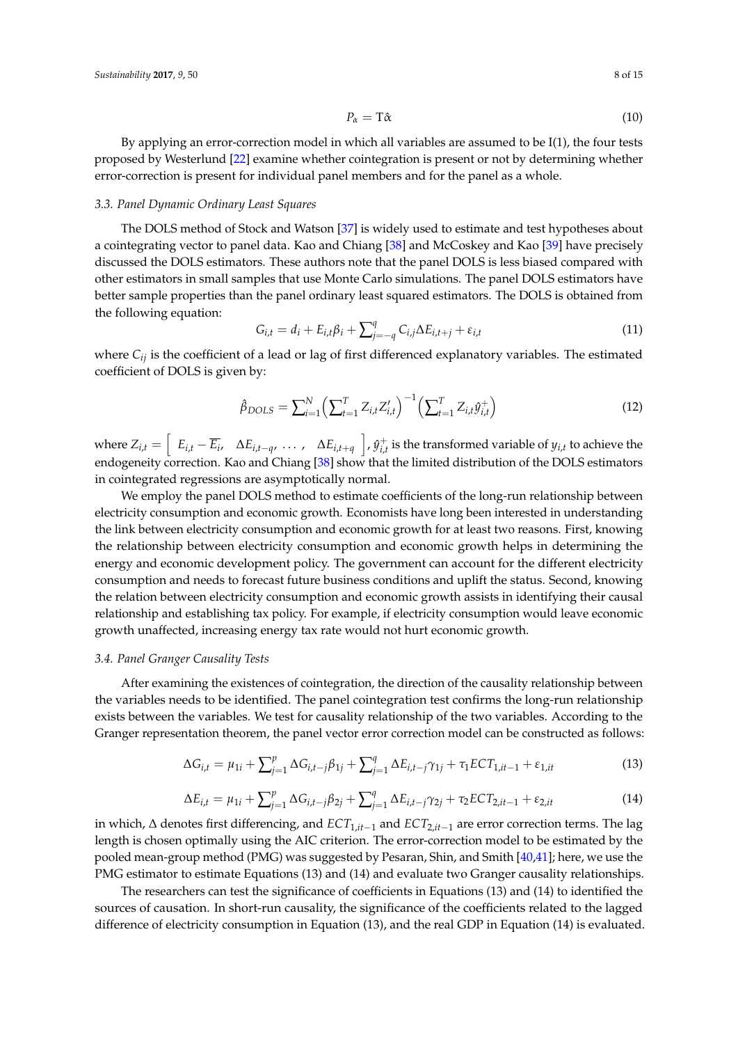$$P_\alpha = T\hat{\alpha} \tag{10}$$

By applying an error-correction model in which all variables are assumed to be I(1), the four tests proposed by Westerlund [22] examine whether cointegration is present or not by determining whether error-correction is present for individual panel members and for the panel as a whole.

### *3.3. Panel Dynamic Ordinary Least Squares*

The DOLS method of Stock and Watson [37] is widely used to estimate and test hypotheses about a cointegrating vector to panel data. Kao and Chiang [38] and McCoskey and Kao [39] have precisely discussed the DOLS estimators. These authors note that the panel DOLS is less biased compared with other estimators in small samples that use Monte Carlo simulations. The panel DOLS estimators have better sample properties than the panel ordinary least squared estimators. The DOLS is obtained from the following equation:

$$G_{i,t} = d_i + E_{i,t}\beta_i + \sum_{j=-q}^{q} C_{i,j}\Delta E_{i,t+j} + \varepsilon_{i,t} \tag{11}$$

where $C_{ij}$ is the coefficient of a lead or lag of first differenced explanatory variables. The estimated coefficient of DOLS is given by:

$$\hat{\beta}_{DOLS} = \sum_{i=1}^{N}\left(\sum_{t=1}^{T} Z_{i,t}Z'_{i,t}\right)^{-1}\left(\sum_{t=1}^{T} Z_{i,t}\hat{y}^{+}_{i,t}\right) \tag{12}$$

where $Z_{i,t} = \begin{bmatrix} E_{i,t} - \overline{E_i}, & \Delta E_{i,t-q}, & \ldots, & \Delta E_{i,t+q} \end{bmatrix}$, $\hat{y}^{+}_{i,t}$ is the transformed variable of $y_{i,t}$ to achieve the endogeneity correction. Kao and Chiang [38] show that the limited distribution of the DOLS estimators in cointegrated regressions are asymptotically normal.

We employ the panel DOLS method to estimate coefficients of the long-run relationship between electricity consumption and economic growth. Economists have long been interested in understanding the link between electricity consumption and economic growth for at least two reasons. First, knowing the relationship between electricity consumption and economic growth helps in determining the energy and economic development policy. The government can account for the different electricity consumption and needs to forecast future business conditions and uplift the status. Second, knowing the relation between electricity consumption and economic growth assists in identifying their causal relationship and establishing tax policy. For example, if electricity consumption would leave economic growth unaffected, increasing energy tax rate would not hurt economic growth.

### *3.4. Panel Granger Causality Tests*

After examining the existences of cointegration, the direction of the causality relationship between the variables needs to be identified. The panel cointegration test confirms the long-run relationship exists between the variables. We test for causality relationship of the two variables. According to the Granger representation theorem, the panel vector error correction model can be constructed as follows:

$$\Delta G_{i,t} = \mu_{1i} + \sum_{j=1}^{p} \Delta G_{i,t-j}\beta_{1j} + \sum_{j=1}^{q} \Delta E_{i,t-j}\gamma_{1j} + \tau_1 ECT_{1,it-1} + \varepsilon_{1,it} \tag{13}$$

$$\Delta E_{i,t} = \mu_{1i} + \sum_{j=1}^{p} \Delta G_{i,t-j}\beta_{2j} + \sum_{j=1}^{q} \Delta E_{i,t-j}\gamma_{2j} + \tau_2 ECT_{2,it-1} + \varepsilon_{2,it} \tag{14}$$

in which, $\Delta$ denotes first differencing, and $ECT_{1,it-1}$ and $ECT_{2,it-1}$ are error correction terms. The lag length is chosen optimally using the AIC criterion. The error-correction model to be estimated by the pooled mean-group method (PMG) was suggested by Pesaran, Shin, and Smith [40,41]; here, we use the PMG estimator to estimate Equations (13) and (14) and evaluate two Granger causality relationships.

The researchers can test the significance of coefficients in Equations (13) and (14) to identified the sources of causation. In short-run causality, the significance of the coefficients related to the lagged difference of electricity consumption in Equation (13), and the real GDP in Equation (14) is evaluated.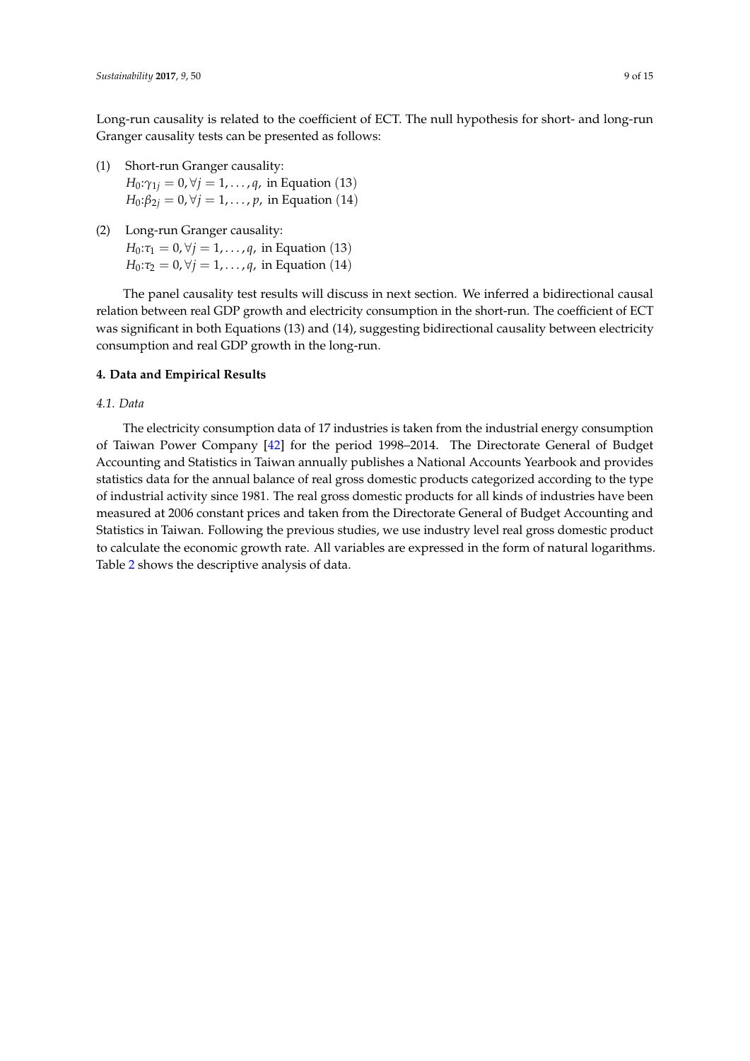Long-run causality is related to the coefficient of ECT. The null hypothesis for short- and long-run Granger causality tests can be presented as follows:

(1) Short-run Granger causality:
$H_0$:$\gamma_{1j} = 0, \forall j = 1, \ldots, q,$ in Equation (13)
$H_0$:$\beta_{2j} = 0, \forall j = 1, \ldots, p,$ in Equation (14)

(2) Long-run Granger causality:
$H_0$:$\tau_1 = 0, \forall j = 1, \ldots, q,$ in Equation (13)
$H_0$:$\tau_2 = 0, \forall j = 1, \ldots, q,$ in Equation (14)

The panel causality test results will discuss in next section. We inferred a bidirectional causal relation between real GDP growth and electricity consumption in the short-run. The coefficient of ECT was significant in both Equations (13) and (14), suggesting bidirectional causality between electricity consumption and real GDP growth in the long-run.

## 4. Data and Empirical Results

### 4.1. Data

The electricity consumption data of 17 industries is taken from the industrial energy consumption of Taiwan Power Company [42] for the period 1998–2014. The Directorate General of Budget Accounting and Statistics in Taiwan annually publishes a National Accounts Yearbook and provides statistics data for the annual balance of real gross domestic products categorized according to the type of industrial activity since 1981. The real gross domestic products for all kinds of industries have been measured at 2006 constant prices and taken from the Directorate General of Budget Accounting and Statistics in Taiwan. Following the previous studies, we use industry level real gross domestic product to calculate the economic growth rate. All variables are expressed in the form of natural logarithms. Table 2 shows the descriptive analysis of data.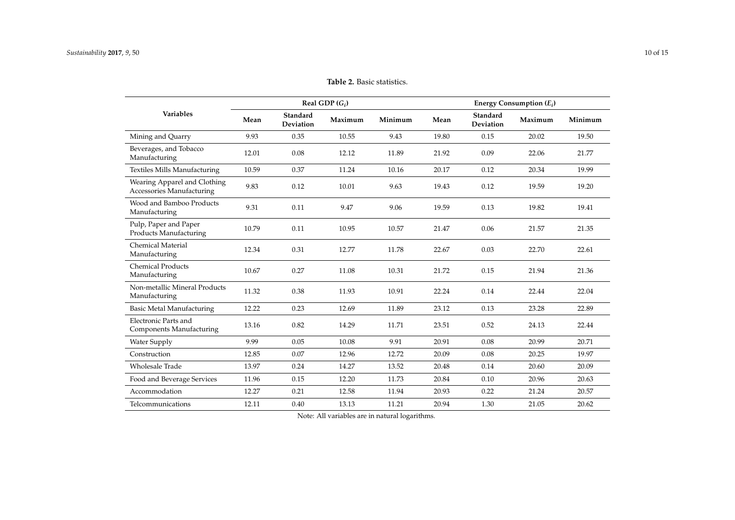**Table 2.** Basic statistics.

| Variables | Real GDP ($G_i$) | | | | Energy Consumption ($E_i$) | | | |
|---|---|---|---|---|---|---|---|---|
| | Mean | Standard Deviation | Maximum | Minimum | Mean | Standard Deviation | Maximum | Minimum |
| Mining and Quarry | 9.93 | 0.35 | 10.55 | 9.43 | 19.80 | 0.15 | 20.02 | 19.50 |
| Beverages, and Tobacco Manufacturing | 12.01 | 0.08 | 12.12 | 11.89 | 21.92 | 0.09 | 22.06 | 21.77 |
| Textiles Mills Manufacturing | 10.59 | 0.37 | 11.24 | 10.16 | 20.17 | 0.12 | 20.34 | 19.99 |
| Wearing Apparel and Clothing Accessories Manufacturing | 9.83 | 0.12 | 10.01 | 9.63 | 19.43 | 0.12 | 19.59 | 19.20 |
| Wood and Bamboo Products Manufacturing | 9.31 | 0.11 | 9.47 | 9.06 | 19.59 | 0.13 | 19.82 | 19.41 |
| Pulp, Paper and Paper Products Manufacturing | 10.79 | 0.11 | 10.95 | 10.57 | 21.47 | 0.06 | 21.57 | 21.35 |
| Chemical Material Manufacturing | 12.34 | 0.31 | 12.77 | 11.78 | 22.67 | 0.03 | 22.70 | 22.61 |
| Chemical Products Manufacturing | 10.67 | 0.27 | 11.08 | 10.31 | 21.72 | 0.15 | 21.94 | 21.36 |
| Non-metallic Mineral Products Manufacturing | 11.32 | 0.38 | 11.93 | 10.91 | 22.24 | 0.14 | 22.44 | 22.04 |
| Basic Metal Manufacturing | 12.22 | 0.23 | 12.69 | 11.89 | 23.12 | 0.13 | 23.28 | 22.89 |
| Electronic Parts and Components Manufacturing | 13.16 | 0.82 | 14.29 | 11.71 | 23.51 | 0.52 | 24.13 | 22.44 |
| Water Supply | 9.99 | 0.05 | 10.08 | 9.91 | 20.91 | 0.08 | 20.99 | 20.71 |
| Construction | 12.85 | 0.07 | 12.96 | 12.72 | 20.09 | 0.08 | 20.25 | 19.97 |
| Wholesale Trade | 13.97 | 0.24 | 14.27 | 13.52 | 20.48 | 0.14 | 20.60 | 20.09 |
| Food and Beverage Services | 11.96 | 0.15 | 12.20 | 11.73 | 20.84 | 0.10 | 20.96 | 20.63 |
| Accommodation | 12.27 | 0.21 | 12.58 | 11.94 | 20.93 | 0.22 | 21.24 | 20.57 |
| Telcommunications | 12.11 | 0.40 | 13.13 | 11.21 | 20.94 | 1.30 | 21.05 | 20.62 |

Note: All variables are in natural logarithms.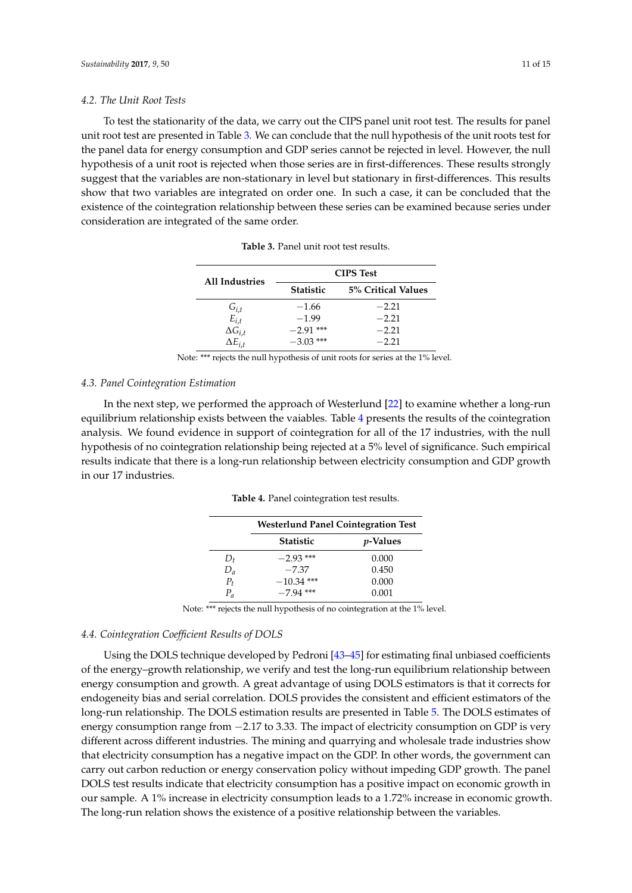### 4.2. The Unit Root Tests

To test the stationarity of the data, we carry out the CIPS panel unit root test. The results for panel unit root test are presented in Table 3. We can conclude that the null hypothesis of the unit roots test for the panel data for energy consumption and GDP series cannot be rejected in level. However, the null hypothesis of a unit root is rejected when those series are in first-differences. These results strongly suggest that the variables are non-stationary in level but stationary in first-differences. This results show that two variables are integrated on order one. In such a case, it can be concluded that the existence of the cointegration relationship between these series can be examined because series under consideration are integrated of the same order.

**Table 3.** Panel unit root test results.

| All Industries | CIPS Test | |
|---|---|---|
| | Statistic | 5% Critical Values |
| $G_{i,t}$ | −1.66 | −2.21 |
| $E_{i,t}$ | −1.99 | −2.21 |
| $\Delta G_{i,t}$ | −2.91 *** | −2.21 |
| $\Delta E_{i,t}$ | −3.03 *** | −2.21 |

Note: *** rejects the null hypothesis of unit roots for series at the 1% level.

### 4.3. Panel Cointegration Estimation

In the next step, we performed the approach of Westerlund [22] to examine whether a long-run equilibrium relationship exists between the vaiables. Table 4 presents the results of the cointegration analysis. We found evidence in support of cointegration for all of the 17 industries, with the null hypothesis of no cointegration relationship being rejected at a 5% level of significance. Such empirical results indicate that there is a long-run relationship between electricity consumption and GDP growth in our 17 industries.

**Table 4.** Panel cointegration test results.

| | Westerlund Panel Cointegration Test | |
|---|---|---|
| | Statistic | $p$-Values |
| $D_t$ | −2.93 *** | 0.000 |
| $D_a$ | −7.37 | 0.450 |
| $P_t$ | −10.34 *** | 0.000 |
| $P_a$ | −7.94 *** | 0.001 |

Note: *** rejects the null hypothesis of no cointegration at the 1% level.

### 4.4. Cointegration Coefficient Results of DOLS

Using the DOLS technique developed by Pedroni [43–45] for estimating final unbiased coefficients of the energy–growth relationship, we verify and test the long-run equilibrium relationship between energy consumption and growth. A great advantage of using DOLS estimators is that it corrects for endogeneity bias and serial correlation. DOLS provides the consistent and efficient estimators of the long-run relationship. The DOLS estimation results are presented in Table 5. The DOLS estimates of energy consumption range from −2.17 to 3.33. The impact of electricity consumption on GDP is very different across different industries. The mining and quarrying and wholesale trade industries show that electricity consumption has a negative impact on the GDP. In other words, the government can carry out carbon reduction or energy conservation policy without impeding GDP growth. The panel DOLS test results indicate that electricity consumption has a positive impact on economic growth in our sample. A 1% increase in electricity consumption leads to a 1.72% increase in economic growth. The long-run relation shows the existence of a positive relationship between the variables.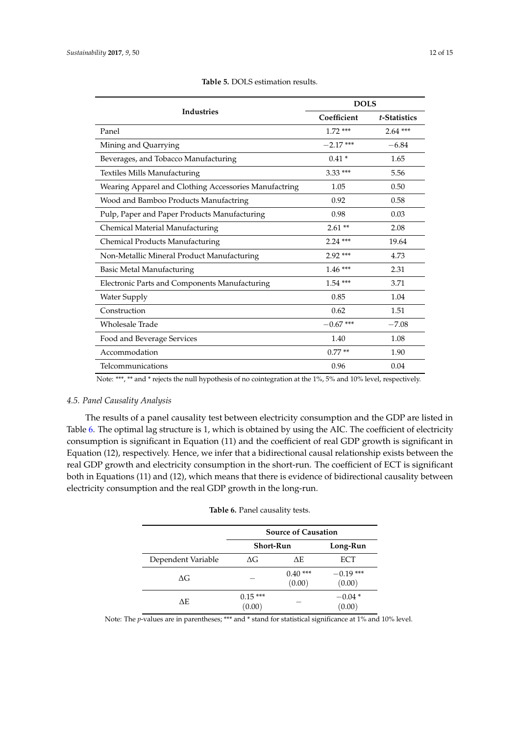**Table 5.** DOLS estimation results.

| Industries | DOLS | |
|---|---|---|
| | Coefficient | *t*-Statistics |
| Panel | 1.72 *** | 2.64 *** |
| Mining and Quarrying | −2.17 *** | −6.84 |
| Beverages, and Tobacco Manufacturing | 0.41 * | 1.65 |
| Textiles Mills Manufacturing | 3.33 *** | 5.56 |
| Wearing Apparel and Clothing Accessories Manufactring | 1.05 | 0.50 |
| Wood and Bamboo Products Manufactring | 0.92 | 0.58 |
| Pulp, Paper and Paper Products Manufacturing | 0.98 | 0.03 |
| Chemical Material Manufacturing | 2.61 ** | 2.08 |
| Chemical Products Manufacturing | 2.24 *** | 19.64 |
| Non-Metallic Mineral Product Manufacturing | 2.92 *** | 4.73 |
| Basic Metal Manufacturing | 1.46 *** | 2.31 |
| Electronic Parts and Components Manufacturing | 1.54 *** | 3.71 |
| Water Supply | 0.85 | 1.04 |
| Construction | 0.62 | 1.51 |
| Wholesale Trade | −0.67 *** | −7.08 |
| Food and Beverage Services | 1.40 | 1.08 |
| Accommodation | 0.77 ** | 1.90 |
| Telcommunications | 0.96 | 0.04 |

Note: ***, ** and * rejects the null hypothesis of no cointegration at the 1%, 5% and 10% level, respectively.

### *4.5. Panel Causality Analysis*

The results of a panel causality test between electricity consumption and the GDP are listed in Table 6. The optimal lag structure is 1, which is obtained by using the AIC. The coefficient of electricity consumption is significant in Equation (11) and the coefficient of real GDP growth is significant in Equation (12), respectively. Hence, we infer that a bidirectional causal relationship exists between the real GDP growth and electricity consumption in the short-run. The coefficient of ECT is significant both in Equations (11) and (12), which means that there is evidence of bidirectional causality between electricity consumption and the real GDP growth in the long-run.

**Table 6.** Panel causality tests.

| | Source of Causation | | |
|---|---|---|---|
| | Short-Run | | Long-Run |
| Dependent Variable | $\Delta G$ | $\Delta E$ | ECT |
| $\Delta G$ | – | 0.40 *** (0.00) | −0.19 *** (0.00) |
| $\Delta E$ | 0.15 *** (0.00) | – | −0.04 * (0.00) |

Note: The *p*-values are in parentheses; *** and * stand for statistical significance at 1% and 10% level.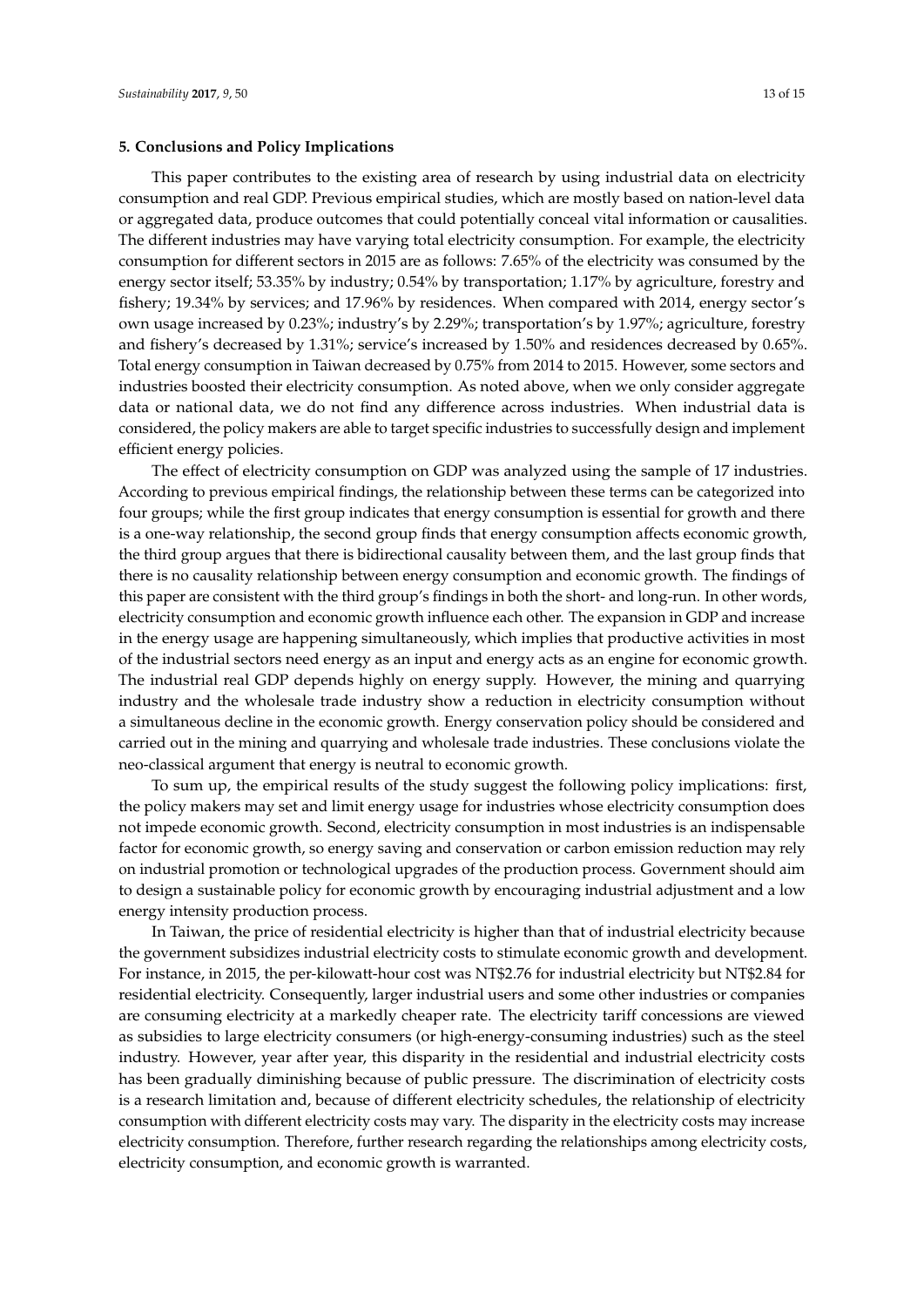## 5. Conclusions and Policy Implications

This paper contributes to the existing area of research by using industrial data on electricity consumption and real GDP. Previous empirical studies, which are mostly based on nation-level data or aggregated data, produce outcomes that could potentially conceal vital information or causalities. The different industries may have varying total electricity consumption. For example, the electricity consumption for different sectors in 2015 are as follows: 7.65% of the electricity was consumed by the energy sector itself; 53.35% by industry; 0.54% by transportation; 1.17% by agriculture, forestry and fishery; 19.34% by services; and 17.96% by residences. When compared with 2014, energy sector's own usage increased by 0.23%; industry's by 2.29%; transportation's by 1.97%; agriculture, forestry and fishery's decreased by 1.31%; service's increased by 1.50% and residences decreased by 0.65%. Total energy consumption in Taiwan decreased by 0.75% from 2014 to 2015. However, some sectors and industries boosted their electricity consumption. As noted above, when we only consider aggregate data or national data, we do not find any difference across industries. When industrial data is considered, the policy makers are able to target specific industries to successfully design and implement efficient energy policies.

The effect of electricity consumption on GDP was analyzed using the sample of 17 industries. According to previous empirical findings, the relationship between these terms can be categorized into four groups; while the first group indicates that energy consumption is essential for growth and there is a one-way relationship, the second group finds that energy consumption affects economic growth, the third group argues that there is bidirectional causality between them, and the last group finds that there is no causality relationship between energy consumption and economic growth. The findings of this paper are consistent with the third group's findings in both the short- and long-run. In other words, electricity consumption and economic growth influence each other. The expansion in GDP and increase in the energy usage are happening simultaneously, which implies that productive activities in most of the industrial sectors need energy as an input and energy acts as an engine for economic growth. The industrial real GDP depends highly on energy supply. However, the mining and quarrying industry and the wholesale trade industry show a reduction in electricity consumption without a simultaneous decline in the economic growth. Energy conservation policy should be considered and carried out in the mining and quarrying and wholesale trade industries. These conclusions violate the neo-classical argument that energy is neutral to economic growth.

To sum up, the empirical results of the study suggest the following policy implications: first, the policy makers may set and limit energy usage for industries whose electricity consumption does not impede economic growth. Second, electricity consumption in most industries is an indispensable factor for economic growth, so energy saving and conservation or carbon emission reduction may rely on industrial promotion or technological upgrades of the production process. Government should aim to design a sustainable policy for economic growth by encouraging industrial adjustment and a low energy intensity production process.

In Taiwan, the price of residential electricity is higher than that of industrial electricity because the government subsidizes industrial electricity costs to stimulate economic growth and development. For instance, in 2015, the per-kilowatt-hour cost was NT$2.76 for industrial electricity but NT$2.84 for residential electricity. Consequently, larger industrial users and some other industries or companies are consuming electricity at a markedly cheaper rate. The electricity tariff concessions are viewed as subsidies to large electricity consumers (or high-energy-consuming industries) such as the steel industry. However, year after year, this disparity in the residential and industrial electricity costs has been gradually diminishing because of public pressure. The discrimination of electricity costs is a research limitation and, because of different electricity schedules, the relationship of electricity consumption with different electricity costs may vary. The disparity in the electricity costs may increase electricity consumption. Therefore, further research regarding the relationships among electricity costs, electricity consumption, and economic growth is warranted.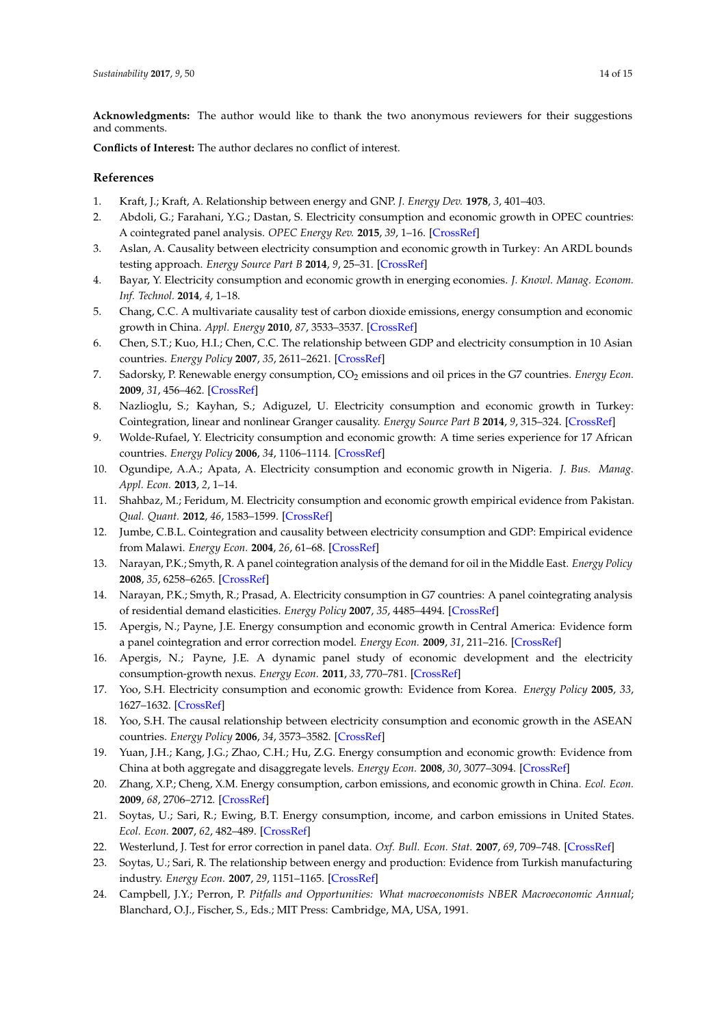**Acknowledgments:** The author would like to thank the two anonymous reviewers for their suggestions and comments.

**Conflicts of Interest:** The author declares no conflict of interest.

## References

1. Kraft, J.; Kraft, A. Relationship between energy and GNP. *J. Energy Dev.* **1978**, *3*, 401–403.
2. Abdoli, G.; Farahani, Y.G.; Dastan, S. Electricity consumption and economic growth in OPEC countries: A cointegrated panel analysis. *OPEC Energy Rev.* **2015**, *39*, 1–16. [CrossRef]
3. Aslan, A. Causality between electricity consumption and economic growth in Turkey: An ARDL bounds testing approach. *Energy Source Part B* **2014**, *9*, 25–31. [CrossRef]
4. Bayar, Y. Electricity consumption and economic growth in enerqing economies. *J. Knowl. Manag. Econom. Inf. Technol.* **2014**, *4*, 1–18.
5. Chang, C.C. A multivariate causality test of carbon dioxide emissions, energy consumption and economic growth in China. *Appl. Energy* **2010**, *87*, 3533–3537. [CrossRef]
6. Chen, S.T.; Kuo, H.I.; Chen, C.C. The relationship between GDP and electricity consumption in 10 Asian countries. *Energy Policy* **2007**, *35*, 2611–2621. [CrossRef]
7. Sadorsky, P. Renewable energy consumption, $CO_2$ emissions and oil prices in the G7 countries. *Energy Econ.* **2009**, *31*, 456–462. [CrossRef]
8. Nazlioglu, S.; Kayhan, S.; Adiguzel, U. Electricity consumption and economic growth in Turkey: Cointegration, linear and nonlinear Granger causality. *Energy Source Part B* **2014**, *9*, 315–324. [CrossRef]
9. Wolde-Rufael, Y. Electricity consumption and economic growth: A time series experience for 17 African countries. *Energy Policy* **2006**, *34*, 1106–1114. [CrossRef]
10. Ogundipe, A.A.; Apata, A. Electricity consumption and economic growth in Nigeria. *J. Bus. Manag. Appl. Econ.* **2013**, *2*, 1–14.
11. Shahbaz, M.; Feridum, M. Electricity consumption and economic growth empirical evidence from Pakistan. *Qual. Quant.* **2012**, *46*, 1583–1599. [CrossRef]
12. Jumbe, C.B.L. Cointegration and causality between electricity consumption and GDP: Empirical evidence from Malawi. *Energy Econ.* **2004**, *26*, 61–68. [CrossRef]
13. Narayan, P.K.; Smyth, R. A panel cointegration analysis of the demand for oil in the Middle East. *Energy Policy* **2008**, *35*, 6258–6265. [CrossRef]
14. Narayan, P.K.; Smyth, R.; Prasad, A. Electricity consumption in G7 countries: A panel cointegrating analysis of residential demand elasticities. *Energy Policy* **2007**, *35*, 4485–4494. [CrossRef]
15. Apergis, N.; Payne, J.E. Energy consumption and economic growth in Central America: Evidence form a panel cointegration and error correction model. *Energy Econ.* **2009**, *31*, 211–216. [CrossRef]
16. Apergis, N.; Payne, J.E. A dynamic panel study of economic development and the electricity consumption-growth nexus. *Energy Econ.* **2011**, *33*, 770–781. [CrossRef]
17. Yoo, S.H. Electricity consumption and economic growth: Evidence from Korea. *Energy Policy* **2005**, *33*, 1627–1632. [CrossRef]
18. Yoo, S.H. The causal relationship between electricity consumption and economic growth in the ASEAN countries. *Energy Policy* **2006**, *34*, 3573–3582. [CrossRef]
19. Yuan, J.H.; Kang, J.G.; Zhao, C.H.; Hu, Z.G. Energy consumption and economic growth: Evidence from China at both aggregate and disaggregate levels. *Energy Econ.* **2008**, *30*, 3077–3094. [CrossRef]
20. Zhang, X.P.; Cheng, X.M. Energy consumption, carbon emissions, and economic growth in China. *Ecol. Econ.* **2009**, *68*, 2706–2712. [CrossRef]
21. Soytas, U.; Sari, R.; Ewing, B.T. Energy consumption, income, and carbon emissions in United States. *Ecol. Econ.* **2007**, *62*, 482–489. [CrossRef]
22. Westerlund, J. Test for error correction in panel data. *Oxf. Bull. Econ. Stat.* **2007**, *69*, 709–748. [CrossRef]
23. Soytas, U.; Sari, R. The relationship between energy and production: Evidence from Turkish manufacturing industry. *Energy Econ.* **2007**, *29*, 1151–1165. [CrossRef]
24. Campbell, J.Y.; Perron, P. *Pitfalls and Opportunities: What macroeconomists NBER Macroeconomic Annual*; Blanchard, O.J., Fischer, S., Eds.; MIT Press: Cambridge, MA, USA, 1991.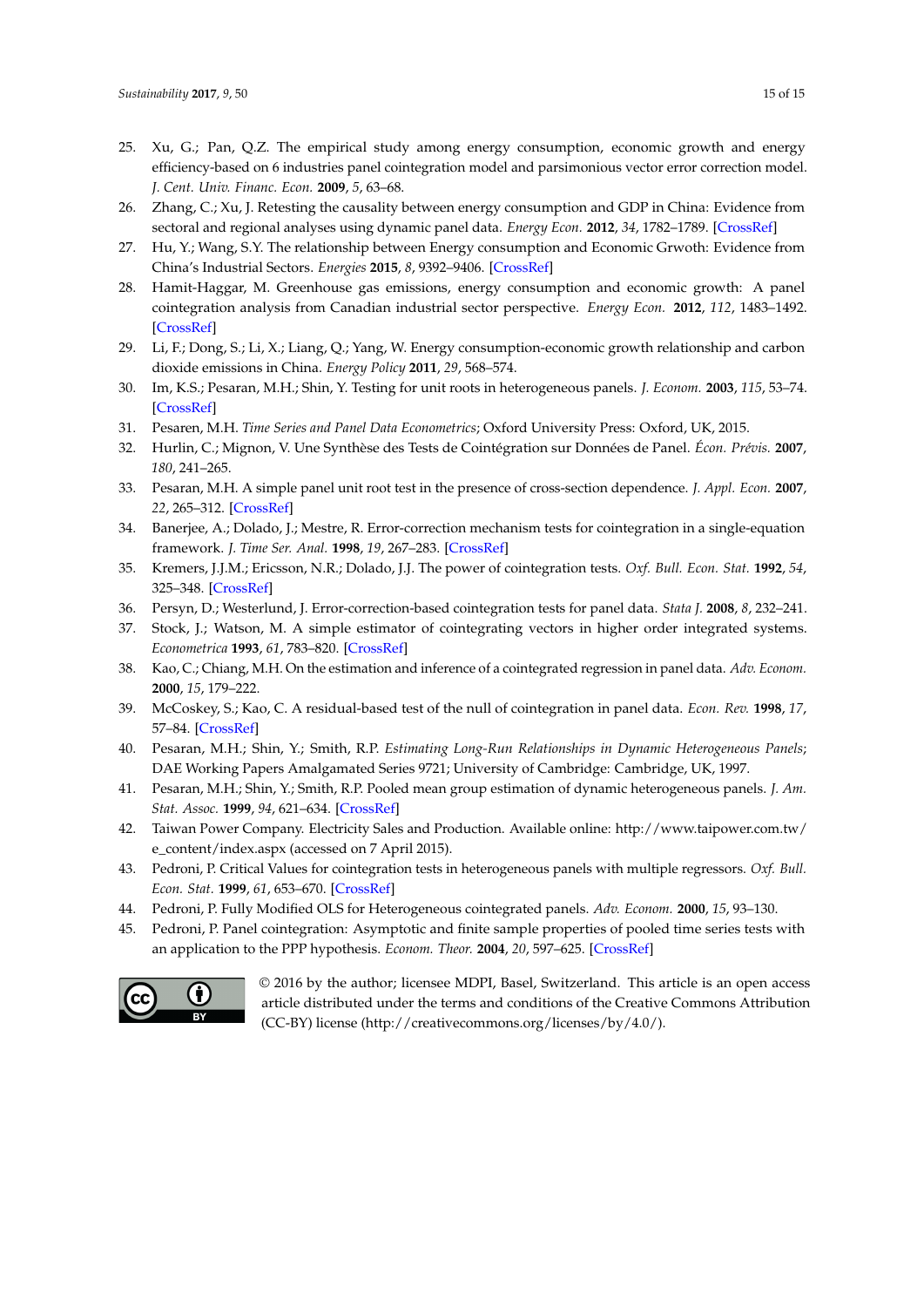25. Xu, G.; Pan, Q.Z. The empirical study among energy consumption, economic growth and energy efficiency-based on 6 industries panel cointegration model and parsimonious vector error correction model. *J. Cent. Univ. Financ. Econ.* **2009**, *5*, 63–68.
26. Zhang, C.; Xu, J. Retesting the causality between energy consumption and GDP in China: Evidence from sectoral and regional analyses using dynamic panel data. *Energy Econ.* **2012**, *34*, 1782–1789. [CrossRef]
27. Hu, Y.; Wang, S.Y. The relationship between Energy consumption and Economic Grwoth: Evidence from China's Industrial Sectors. *Energies* **2015**, *8*, 9392–9406. [CrossRef]
28. Hamit-Haggar, M. Greenhouse gas emissions, energy consumption and economic growth: A panel cointegration analysis from Canadian industrial sector perspective. *Energy Econ.* **2012**, *112*, 1483–1492. [CrossRef]
29. Li, F.; Dong, S.; Li, X.; Liang, Q.; Yang, W. Energy consumption-economic growth relationship and carbon dioxide emissions in China. *Energy Policy* **2011**, *29*, 568–574.
30. Im, K.S.; Pesaran, M.H.; Shin, Y. Testing for unit roots in heterogeneous panels. *J. Econom.* **2003**, *115*, 53–74. [CrossRef]
31. Pesaren, M.H. *Time Series and Panel Data Econometrics*; Oxford University Press: Oxford, UK, 2015.
32. Hurlin, C.; Mignon, V. Une Synthèse des Tests de Cointégration sur Données de Panel. *Écon. Prévis.* **2007**, *180*, 241–265.
33. Pesaran, M.H. A simple panel unit root test in the presence of cross-section dependence. *J. Appl. Econ.* **2007**, *22*, 265–312. [CrossRef]
34. Banerjee, A.; Dolado, J.; Mestre, R. Error-correction mechanism tests for cointegration in a single-equation framework. *J. Time Ser. Anal.* **1998**, *19*, 267–283. [CrossRef]
35. Kremers, J.J.M.; Ericsson, N.R.; Dolado, J.J. The power of cointegration tests. *Oxf. Bull. Econ. Stat.* **1992**, *54*, 325–348. [CrossRef]
36. Persyn, D.; Westerlund, J. Error-correction-based cointegration tests for panel data. *Stata J.* **2008**, *8*, 232–241.
37. Stock, J.; Watson, M. A simple estimator of cointegrating vectors in higher order integrated systems. *Econometrica* **1993**, *61*, 783–820. [CrossRef]
38. Kao, C.; Chiang, M.H. On the estimation and inference of a cointegrated regression in panel data. *Adv. Econom.* **2000**, *15*, 179–222.
39. McCoskey, S.; Kao, C. A residual-based test of the null of cointegration in panel data. *Econ. Rev.* **1998**, *17*, 57–84. [CrossRef]
40. Pesaran, M.H.; Shin, Y.; Smith, R.P. *Estimating Long-Run Relationships in Dynamic Heterogeneous Panels*; DAE Working Papers Amalgamated Series 9721; University of Cambridge: Cambridge, UK, 1997.
41. Pesaran, M.H.; Shin, Y.; Smith, R.P. Pooled mean group estimation of dynamic heterogeneous panels. *J. Am. Stat. Assoc.* **1999**, *94*, 621–634. [CrossRef]
42. Taiwan Power Company. Electricity Sales and Production. Available online: http://www.taipower.com.tw/e_content/index.aspx (accessed on 7 April 2015).
43. Pedroni, P. Critical Values for cointegration tests in heterogeneous panels with multiple regressors. *Oxf. Bull. Econ. Stat.* **1999**, *61*, 653–670. [CrossRef]
44. Pedroni, P. Fully Modified OLS for Heterogeneous cointegrated panels. *Adv. Econom.* **2000**, *15*, 93–130.
45. Pedroni, P. Panel cointegration: Asymptotic and finite sample properties of pooled time series tests with an application to the PPP hypothesis. *Econom. Theor.* **2004**, *20*, 597–625. [CrossRef]

© 2016 by the author; licensee MDPI, Basel, Switzerland. This article is an open access article distributed under the terms and conditions of the Creative Commons Attribution (CC-BY) license (http://creativecommons.org/licenses/by/4.0/).